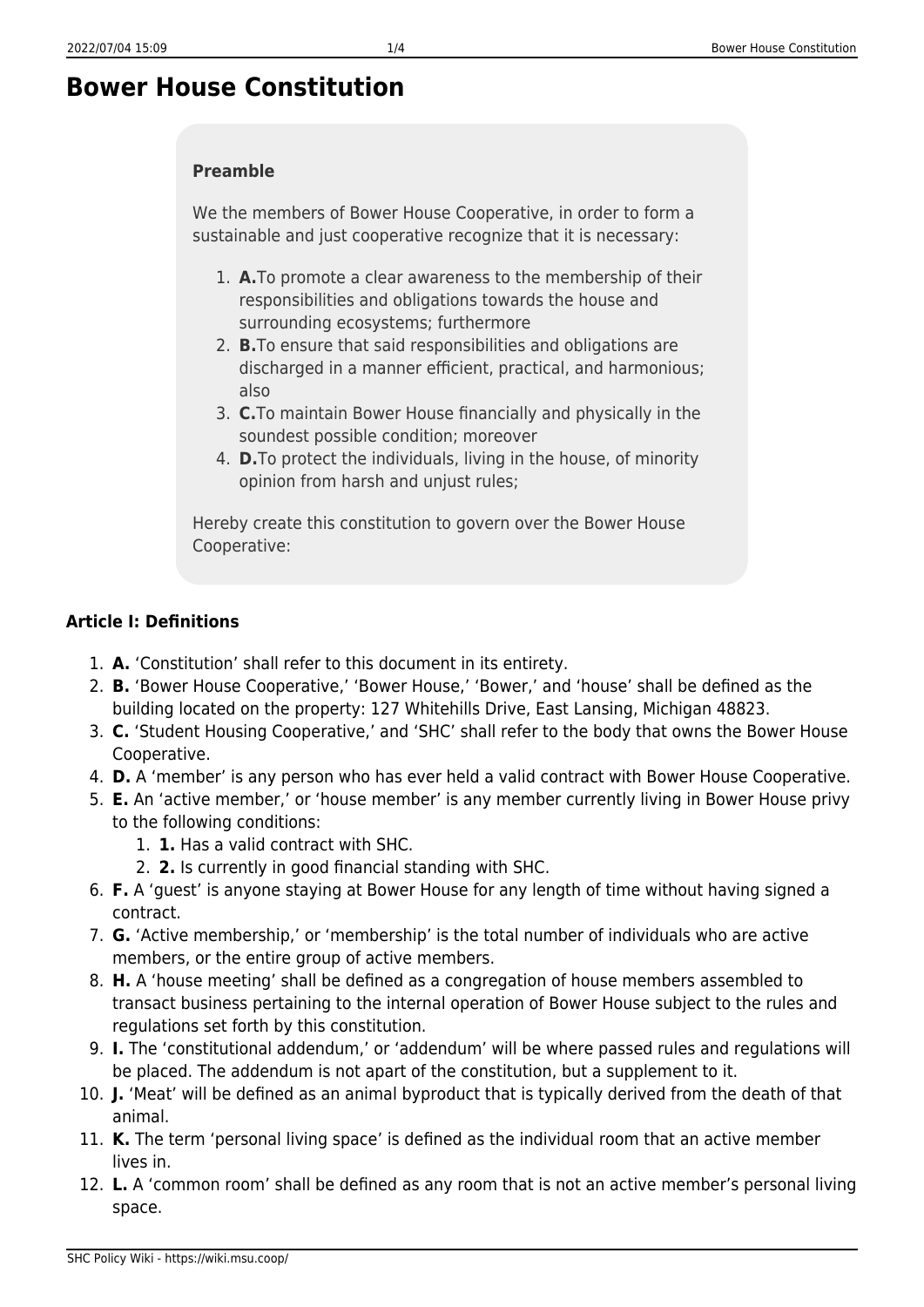# Bower House Constitution

**Preamble**

We the members of Bower House Cooperative, in order to form a sustainable and just cooperative recognize that it is necessary:

1. **A.**To promote a clear awareness to the membership of their responsibilities and obligations towards the house and surrounding ecosystems; furthermore
2. **B.**To ensure that said responsibilities and obligations are discharged in a manner efficient, practical, and harmonious; also
3. **C.**To maintain Bower House financially and physically in the soundest possible condition; moreover
4. **D.**To protect the individuals, living in the house, of minority opinion from harsh and unjust rules;

Hereby create this constitution to govern over the Bower House Cooperative:

### Article I: Definitions

1. **A.** 'Constitution' shall refer to this document in its entirety.
2. **B.** 'Bower House Cooperative,' 'Bower House,' 'Bower,' and 'house' shall be defined as the building located on the property: 127 Whitehills Drive, East Lansing, Michigan 48823.
3. **C.** 'Student Housing Cooperative,' and 'SHC' shall refer to the body that owns the Bower House Cooperative.
4. **D.** A 'member' is any person who has ever held a valid contract with Bower House Cooperative.
5. **E.** An 'active member,' or 'house member' is any member currently living in Bower House privy to the following conditions:
    1. **1.** Has a valid contract with SHC.
    2. **2.** Is currently in good financial standing with SHC.
6. **F.** A 'guest' is anyone staying at Bower House for any length of time without having signed a contract.
7. **G.** 'Active membership,' or 'membership' is the total number of individuals who are active members, or the entire group of active members.
8. **H.** A 'house meeting' shall be defined as a congregation of house members assembled to transact business pertaining to the internal operation of Bower House subject to the rules and regulations set forth by this constitution.
9. **I.** The 'constitutional addendum,' or 'addendum' will be where passed rules and regulations will be placed. The addendum is not apart of the constitution, but a supplement to it.
10. **J.** 'Meat' will be defined as an animal byproduct that is typically derived from the death of that animal.
11. **K.** The term 'personal living space' is defined as the individual room that an active member lives in.
12. **L.** A 'common room' shall be defined as any room that is not an active member's personal living space.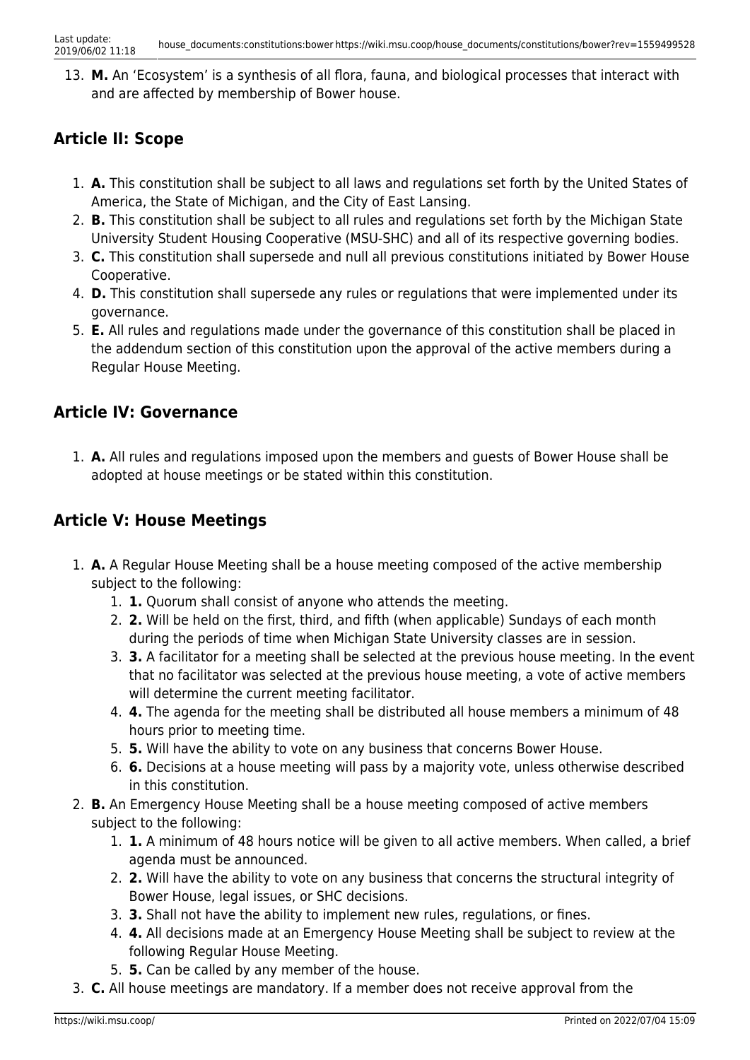13. **M.** An 'Ecosystem' is a synthesis of all flora, fauna, and biological processes that interact with and are affected by membership of Bower house.

## Article II: Scope

1. **A.** This constitution shall be subject to all laws and regulations set forth by the United States of America, the State of Michigan, and the City of East Lansing.
2. **B.** This constitution shall be subject to all rules and regulations set forth by the Michigan State University Student Housing Cooperative (MSU-SHC) and all of its respective governing bodies.
3. **C.** This constitution shall supersede and null all previous constitutions initiated by Bower House Cooperative.
4. **D.** This constitution shall supersede any rules or regulations that were implemented under its governance.
5. **E.** All rules and regulations made under the governance of this constitution shall be placed in the addendum section of this constitution upon the approval of the active members during a Regular House Meeting.

## Article IV: Governance

1. **A.** All rules and regulations imposed upon the members and guests of Bower House shall be adopted at house meetings or be stated within this constitution.

## Article V: House Meetings

1. **A.** A Regular House Meeting shall be a house meeting composed of the active membership subject to the following:
   1. **1.** Quorum shall consist of anyone who attends the meeting.
   2. **2.** Will be held on the first, third, and fifth (when applicable) Sundays of each month during the periods of time when Michigan State University classes are in session.
   3. **3.** A facilitator for a meeting shall be selected at the previous house meeting. In the event that no facilitator was selected at the previous house meeting, a vote of active members will determine the current meeting facilitator.
   4. **4.** The agenda for the meeting shall be distributed all house members a minimum of 48 hours prior to meeting time.
   5. **5.** Will have the ability to vote on any business that concerns Bower House.
   6. **6.** Decisions at a house meeting will pass by a majority vote, unless otherwise described in this constitution.
2. **B.** An Emergency House Meeting shall be a house meeting composed of active members subject to the following:
   1. **1.** A minimum of 48 hours notice will be given to all active members. When called, a brief agenda must be announced.
   2. **2.** Will have the ability to vote on any business that concerns the structural integrity of Bower House, legal issues, or SHC decisions.
   3. **3.** Shall not have the ability to implement new rules, regulations, or fines.
   4. **4.** All decisions made at an Emergency House Meeting shall be subject to review at the following Regular House Meeting.
   5. **5.** Can be called by any member of the house.
3. **C.** All house meetings are mandatory. If a member does not receive approval from the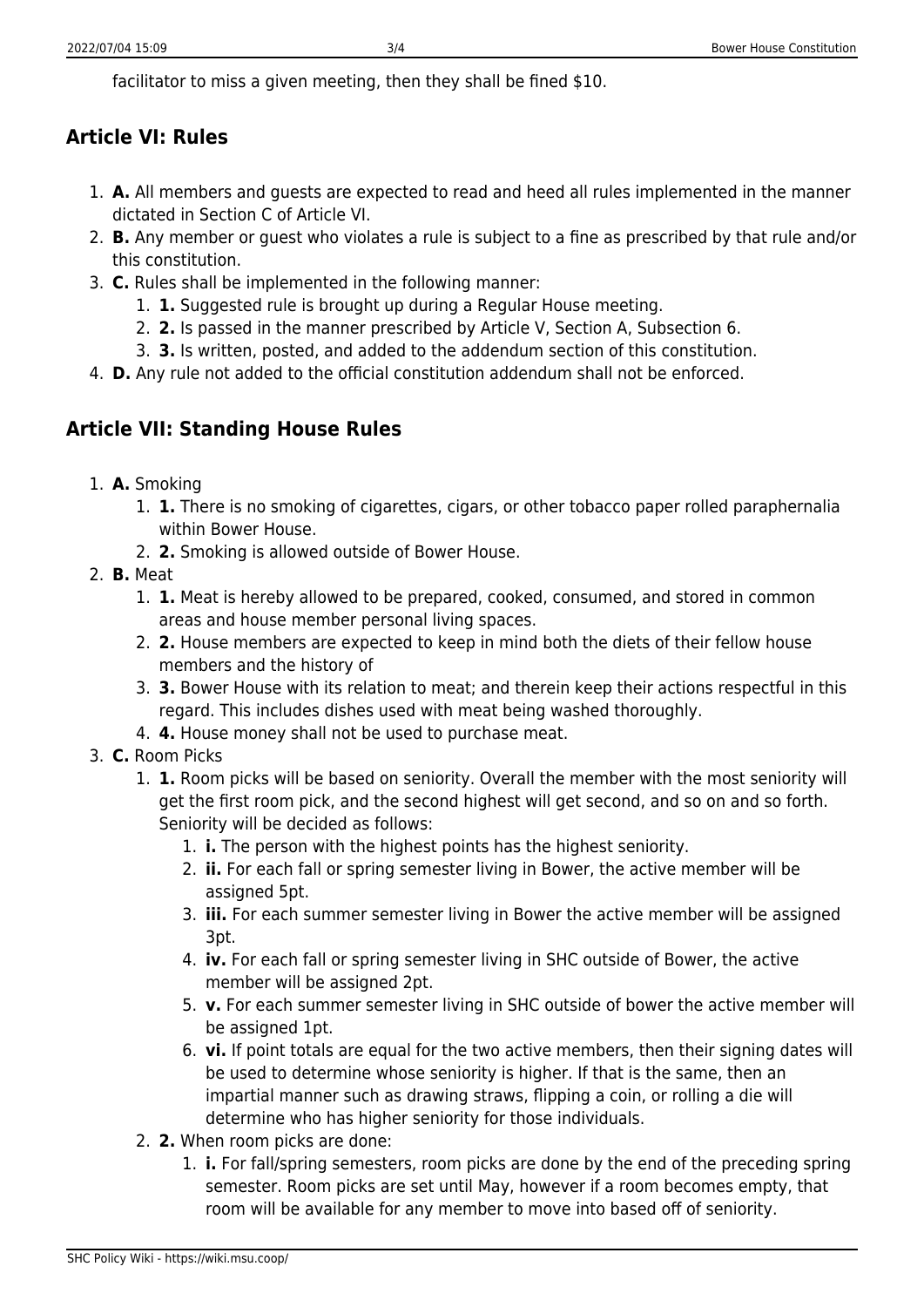facilitator to miss a given meeting, then they shall be fined $10.

## Article VI: Rules

1. **A.** All members and guests are expected to read and heed all rules implemented in the manner dictated in Section C of Article VI.
2. **B.** Any member or guest who violates a rule is subject to a fine as prescribed by that rule and/or this constitution.
3. **C.** Rules shall be implemented in the following manner:
    1. **1.** Suggested rule is brought up during a Regular House meeting.
    2. **2.** Is passed in the manner prescribed by Article V, Section A, Subsection 6.
    3. **3.** Is written, posted, and added to the addendum section of this constitution.
4. **D.** Any rule not added to the official constitution addendum shall not be enforced.

## Article VII: Standing House Rules

1. **A.** Smoking
    1. **1.** There is no smoking of cigarettes, cigars, or other tobacco paper rolled paraphernalia within Bower House.
    2. **2.** Smoking is allowed outside of Bower House.
2. **B.** Meat
    1. **1.** Meat is hereby allowed to be prepared, cooked, consumed, and stored in common areas and house member personal living spaces.
    2. **2.** House members are expected to keep in mind both the diets of their fellow house members and the history of
    3. **3.** Bower House with its relation to meat; and therein keep their actions respectful in this regard. This includes dishes used with meat being washed thoroughly.
    4. **4.** House money shall not be used to purchase meat.
3. **C.** Room Picks
    1. **1.** Room picks will be based on seniority. Overall the member with the most seniority will get the first room pick, and the second highest will get second, and so on and so forth. Seniority will be decided as follows:
        1. **i.** The person with the highest points has the highest seniority.
        2. **ii.** For each fall or spring semester living in Bower, the active member will be assigned 5pt.
        3. **iii.** For each summer semester living in Bower the active member will be assigned 3pt.
        4. **iv.** For each fall or spring semester living in SHC outside of Bower, the active member will be assigned 2pt.
        5. **v.** For each summer semester living in SHC outside of bower the active member will be assigned 1pt.
        6. **vi.** If point totals are equal for the two active members, then their signing dates will be used to determine whose seniority is higher. If that is the same, then an impartial manner such as drawing straws, flipping a coin, or rolling a die will determine who has higher seniority for those individuals.
    2. **2.** When room picks are done:
        1. **i.** For fall/spring semesters, room picks are done by the end of the preceding spring semester. Room picks are set until May, however if a room becomes empty, that room will be available for any member to move into based off of seniority.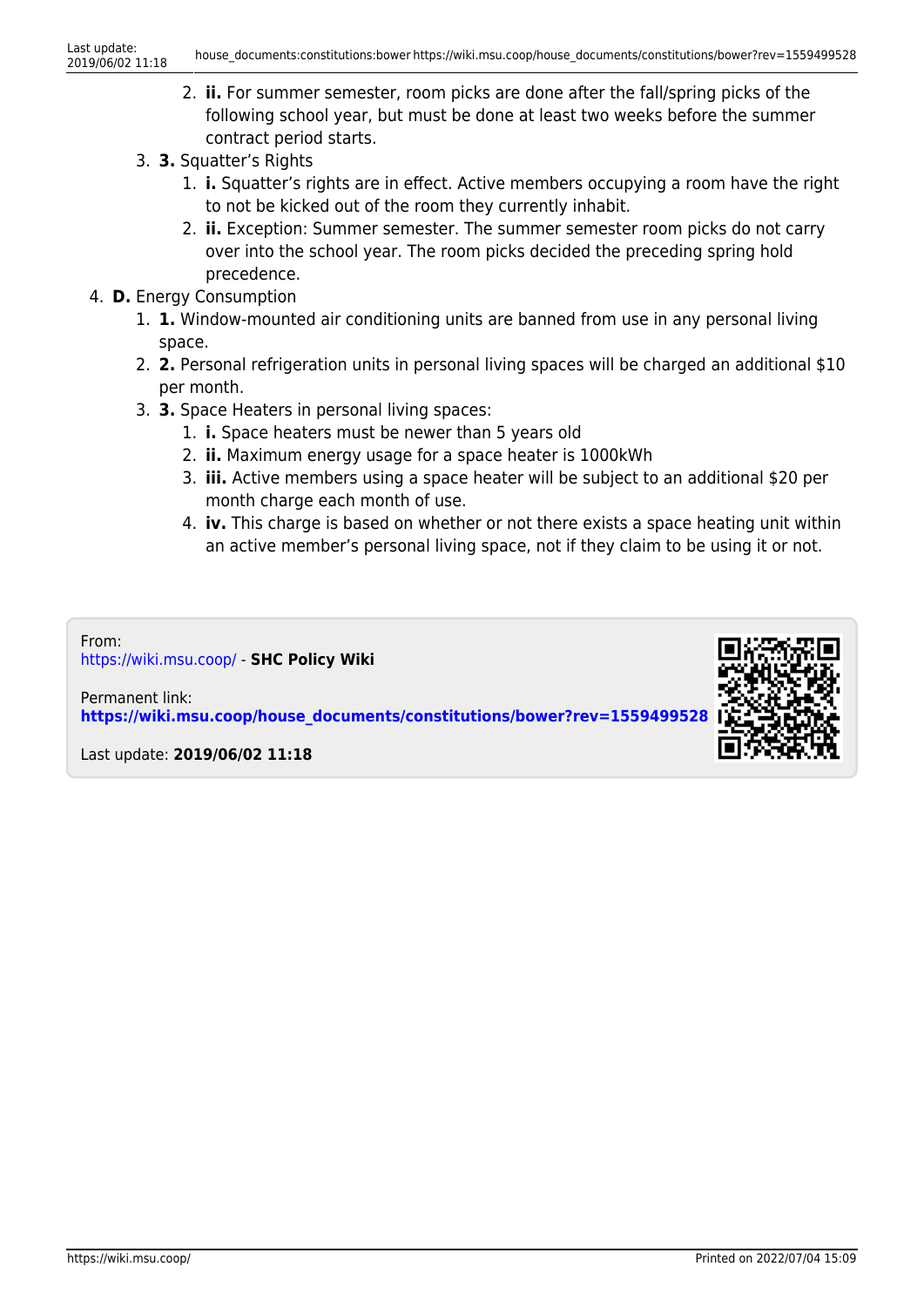2. **ii.** For summer semester, room picks are done after the fall/spring picks of the following school year, but must be done at least two weeks before the summer contract period starts.
3. **3.** Squatter's Rights
   1. **i.** Squatter's rights are in effect. Active members occupying a room have the right to not be kicked out of the room they currently inhabit.
   2. **ii.** Exception: Summer semester. The summer semester room picks do not carry over into the school year. The room picks decided the preceding spring hold precedence.

4. **D.** Energy Consumption
   1. **1.** Window-mounted air conditioning units are banned from use in any personal living space.
   2. **2.** Personal refrigeration units in personal living spaces will be charged an additional $10 per month.
   3. **3.** Space Heaters in personal living spaces:
      1. **i.** Space heaters must be newer than 5 years old
      2. **ii.** Maximum energy usage for a space heater is 1000kWh
      3. **iii.** Active members using a space heater will be subject to an additional $20 per month charge each month of use.
      4. **iv.** This charge is based on whether or not there exists a space heating unit within an active member's personal living space, not if they claim to be using it or not.

From:
https://wiki.msu.coop/ - **SHC Policy Wiki**

Permanent link:
**https://wiki.msu.coop/house_documents/constitutions/bower?rev=1559499528**

Last update: **2019/06/02 11:18**